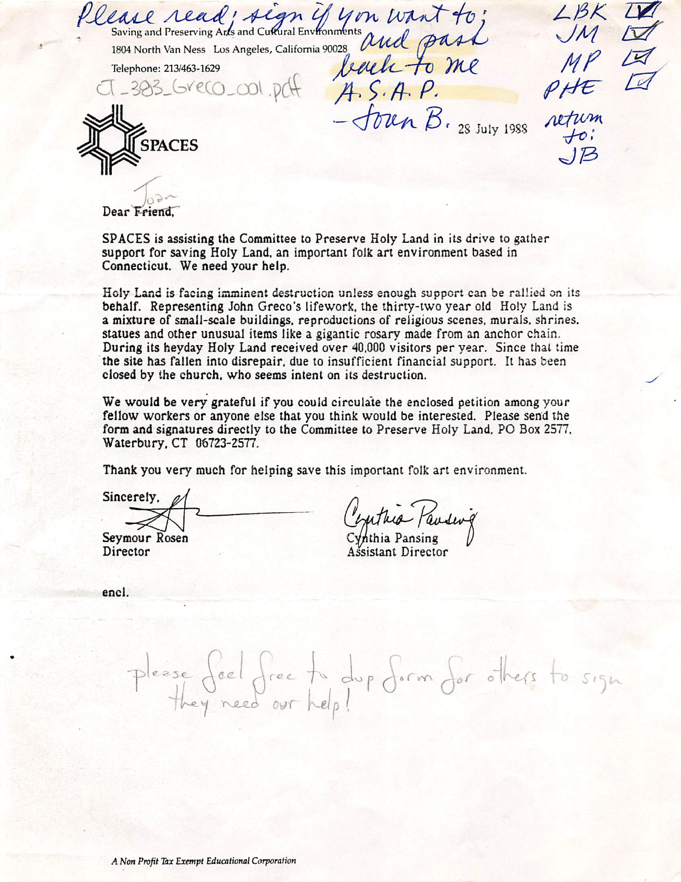Please read; sign if you want to; and pass back to me A.S.A.P. – Joan B.

Saving and Preserving Arts and Cultural Environments

1804 North Van Ness Los Angeles, California 90028

Telephone: 213/463-1629

CT_383_Greco_001.pdf

LBK ☑
JM ☑
MP ☑
PHE ☑

return to: JB

**SPACES**

28 July 1988

Dear ~~Friend,~~ Joan

SPACES is assisting the Committee to Preserve Holy Land in its drive to gather support for saving Holy Land, an important folk art environment based in Connecticut. We need your help.

Holy Land is facing imminent destruction unless enough support can be rallied on its behalf. Representing John Greco's lifework, the thirty-two year old Holy Land is a mixture of small-scale buildings, reproductions of religious scenes, murals, shrines, statues and other unusual items like a gigantic rosary made from an anchor chain. During its heyday Holy Land received over 40,000 visitors per year. Since that time the site has fallen into disrepair, due to insufficient financial support. It has been closed by the church, who seems intent on its destruction.

We would be very grateful if you could circulate the enclosed petition among your fellow workers or anyone else that you think would be interested. Please send the form and signatures directly to the Committee to Preserve Holy Land, PO Box 2577, Waterbury, CT 06723-2577.

Thank you very much for helping save this important folk art environment.

Sincerely,

Seymour Rosen
Director

Cynthia Pansing
Assistant Director

encl.

please feel free to dup form for others to sign
they need our help!

*A Non Profit Tax Exempt Educational Corporation*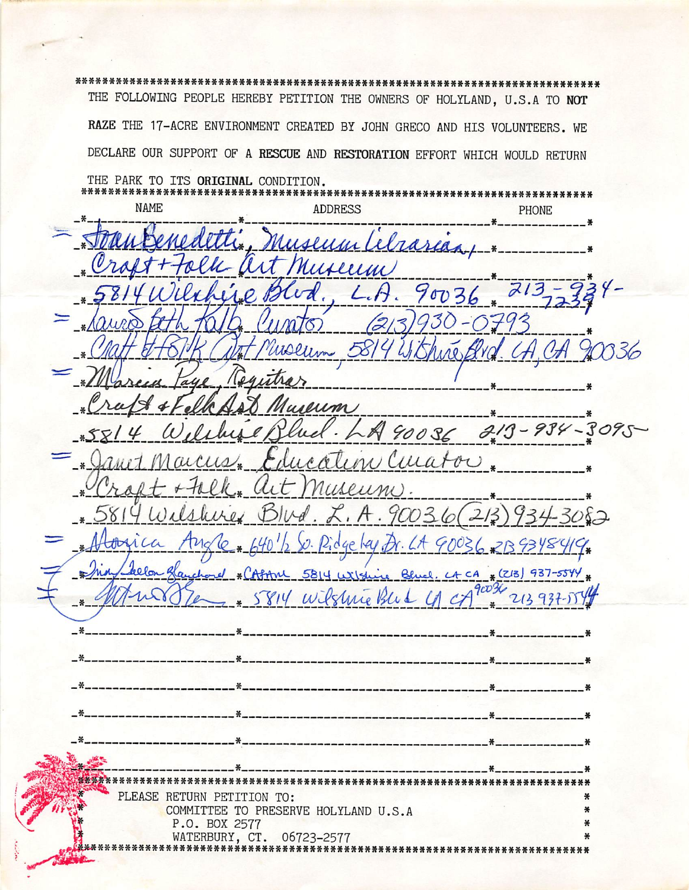THE FOLLOWING PEOPLE HEREBY PETITION THE OWNERS OF HOLYLAND, U.S.A TO **NOT RAZE** THE 17-ACRE ENVIRONMENT CREATED BY JOHN GRECO AND HIS VOLUNTEERS. WE DECLARE OUR SUPPORT OF A **RESCUE** AND **RESTORATION** EFFORT WHICH WOULD RETURN THE PARK TO ITS **ORIGINAL** CONDITION.

| NAME | ADDRESS | PHONE |
|---|---|---|
| Joan Benedetti, Museum Librarian, | | |
| Craft + Folk Art Museum | | |
| 5814 Wilshire Blvd., L.A. 90036 | | 213-934-7239 |
| Laura Beth Kalb, Curator | | (213) 930-0793 |
| Craft & Folk Art Museum, 5814 Wilshire Blvd. LA, CA 90036 | | |
| Marcia Page, Registrar | | |
| Craft & Folk Art Museum | | |
| 5814 Wilshire Blvd. LA 90036 | | 213-934-3095 |
| Janet Marcus, Education Curator | | |
| Craft + Folk Art Museum. | | |
| 5814 Wilshire Blvd. L.A. 90036 | | (213) 934-3082 |
| Monica Angle | 640½ So. Ridgeley Dr. LA 90036 | 213 934 8419 |
| Jim Seldon Blanchard | CAFAM 5814 Wilshire Blvd. LA CA | (213) 937-5544 |
| [signature] | 5814 Wilshire Blvd LA CA 90036 | 213 937-5544 |
| | | |
| | | |
| | | |
| | | |
| | | |
| | | |

PLEASE RETURN PETITION TO:
COMMITTEE TO PRESERVE HOLYLAND U.S.A
P.O. BOX 2577
WATERBURY, CT. 06723-2577